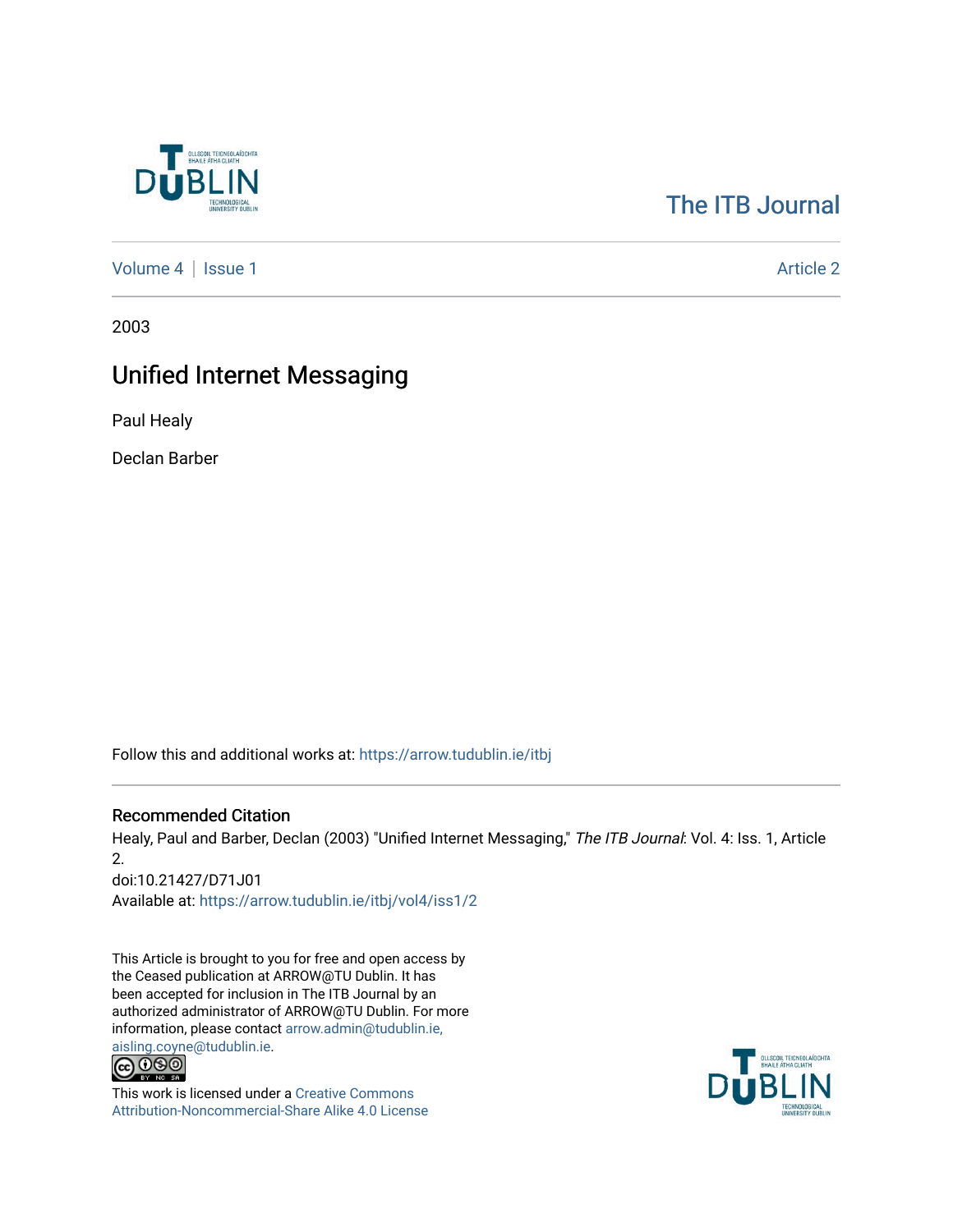The ITB Journal

Volume 4 | Issue 1

Article 2

2003

# Unified Internet Messaging

Paul Healy

Declan Barber

Follow this and additional works at: https://arrow.tudublin.ie/itbj

## Recommended Citation

Healy, Paul and Barber, Declan (2003) "Unified Internet Messaging," *The ITB Journal*: Vol. 4: Iss. 1, Article 2.
doi:10.21427/D71J01
Available at: https://arrow.tudublin.ie/itbj/vol4/iss1/2

This Article is brought to you for free and open access by the Ceased publication at ARROW@TU Dublin. It has been accepted for inclusion in The ITB Journal by an authorized administrator of ARROW@TU Dublin. For more information, please contact arrow.admin@tudublin.ie, aisling.coyne@tudublin.ie.

This work is licensed under a Creative Commons Attribution-Noncommercial-Share Alike 4.0 License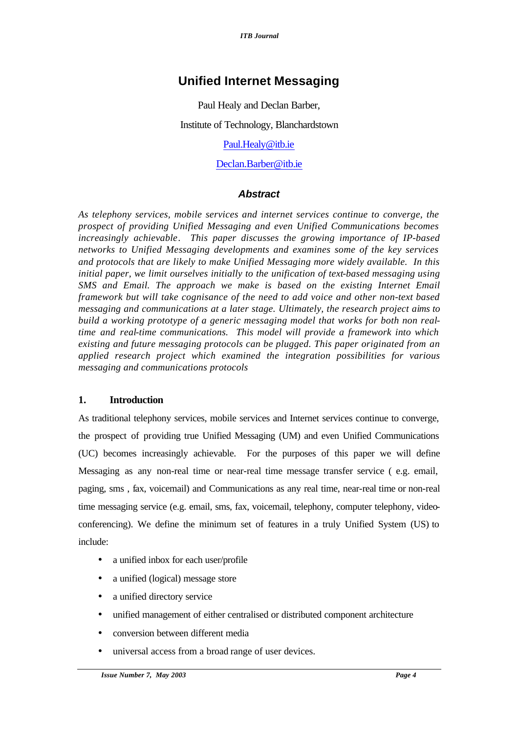# Unified Internet Messaging

Paul Healy and Declan Barber,

Institute of Technology, Blanchardstown

Paul.Healy@itb.ie

Declan.Barber@itb.ie

## *Abstract*

*As telephony services, mobile services and internet services continue to converge, the prospect of providing Unified Messaging and even Unified Communications becomes increasingly achievable. This paper discusses the growing importance of IP-based networks to Unified Messaging developments and examines some of the key services and protocols that are likely to make Unified Messaging more widely available. In this initial paper, we limit ourselves initially to the unification of text-based messaging using SMS and Email. The approach we make is based on the existing Internet Email framework but will take cognisance of the need to add voice and other non-text based messaging and communications at a later stage. Ultimately, the research project aims to build a working prototype of a generic messaging model that works for both non real-time and real-time communications. This model will provide a framework into which existing and future messaging protocols can be plugged. This paper originated from an applied research project which examined the integration possibilities for various messaging and communications protocols*

## 1. Introduction

As traditional telephony services, mobile services and Internet services continue to converge, the prospect of providing true Unified Messaging (UM) and even Unified Communications (UC) becomes increasingly achievable. For the purposes of this paper we will define Messaging as any non-real time or near-real time message transfer service ( e.g. email, paging, sms , fax, voicemail) and Communications as any real time, near-real time or non-real time messaging service (e.g. email, sms, fax, voicemail, telephony, computer telephony, video-conferencing). We define the minimum set of features in a truly Unified System (US) to include:

- a unified inbox for each user/profile
- a unified (logical) message store
- a unified directory service
- unified management of either centralised or distributed component architecture
- conversion between different media
- universal access from a broad range of user devices.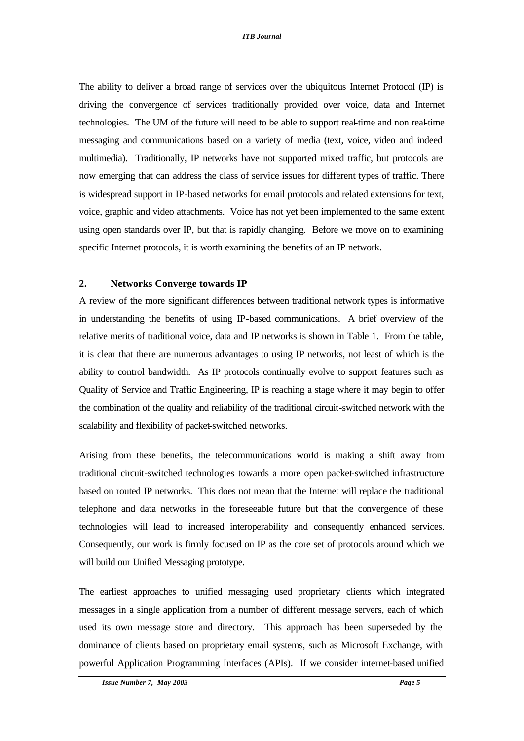The ability to deliver a broad range of services over the ubiquitous Internet Protocol (IP) is driving the convergence of services traditionally provided over voice, data and Internet technologies. The UM of the future will need to be able to support real-time and non real-time messaging and communications based on a variety of media (text, voice, video and indeed multimedia). Traditionally, IP networks have not supported mixed traffic, but protocols are now emerging that can address the class of service issues for different types of traffic. There is widespread support in IP-based networks for email protocols and related extensions for text, voice, graphic and video attachments. Voice has not yet been implemented to the same extent using open standards over IP, but that is rapidly changing. Before we move on to examining specific Internet protocols, it is worth examining the benefits of an IP network.

## 2. Networks Converge towards IP

A review of the more significant differences between traditional network types is informative in understanding the benefits of using IP-based communications. A brief overview of the relative merits of traditional voice, data and IP networks is shown in Table 1. From the table, it is clear that there are numerous advantages to using IP networks, not least of which is the ability to control bandwidth. As IP protocols continually evolve to support features such as Quality of Service and Traffic Engineering, IP is reaching a stage where it may begin to offer the combination of the quality and reliability of the traditional circuit-switched network with the scalability and flexibility of packet-switched networks.

Arising from these benefits, the telecommunications world is making a shift away from traditional circuit-switched technologies towards a more open packet-switched infrastructure based on routed IP networks. This does not mean that the Internet will replace the traditional telephone and data networks in the foreseeable future but that the convergence of these technologies will lead to increased interoperability and consequently enhanced services. Consequently, our work is firmly focused on IP as the core set of protocols around which we will build our Unified Messaging prototype.

The earliest approaches to unified messaging used proprietary clients which integrated messages in a single application from a number of different message servers, each of which used its own message store and directory. This approach has been superseded by the dominance of clients based on proprietary email systems, such as Microsoft Exchange, with powerful Application Programming Interfaces (APIs). If we consider internet-based unified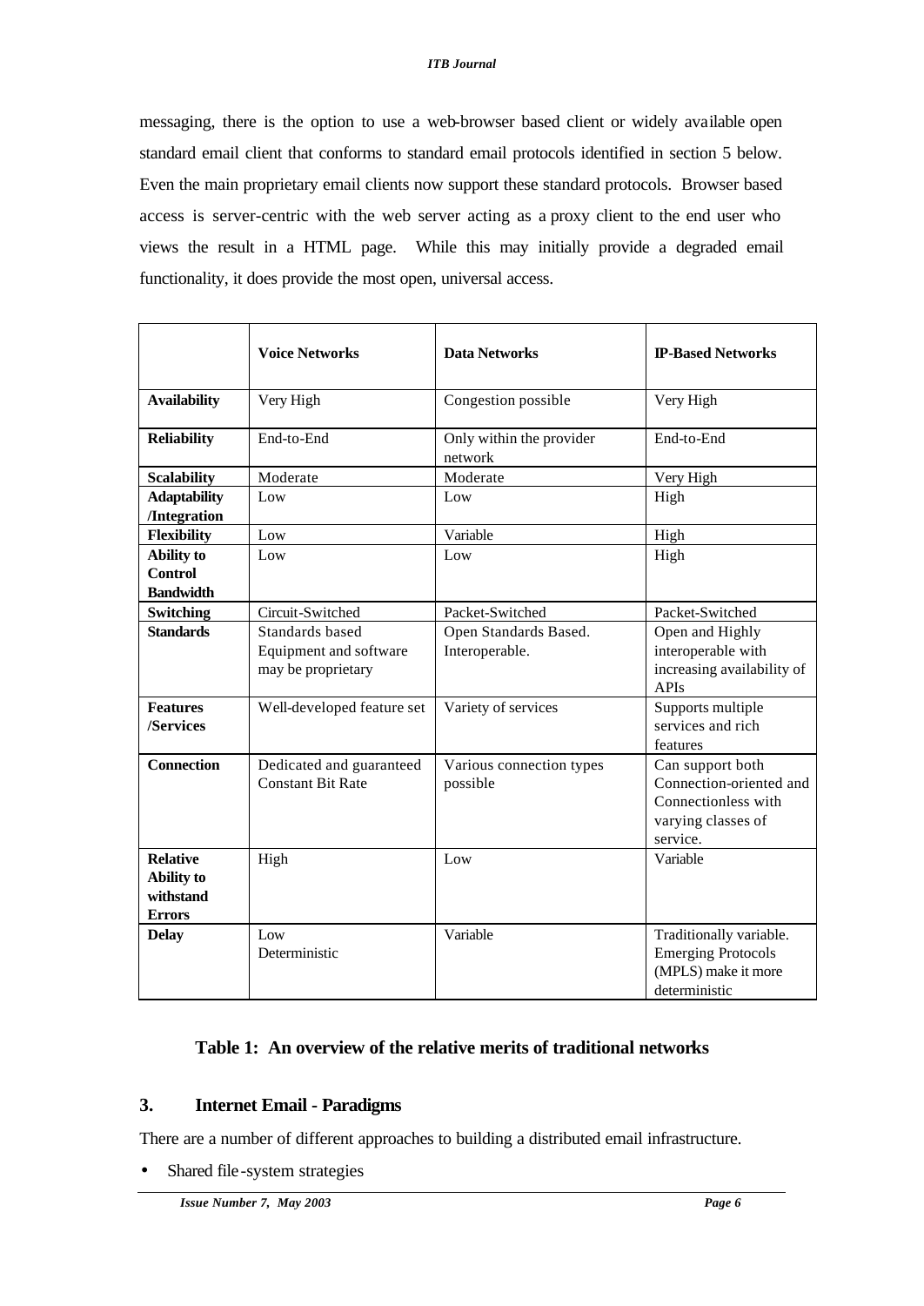messaging, there is the option to use a web-browser based client or widely available open standard email client that conforms to standard email protocols identified in section 5 below. Even the main proprietary email clients now support these standard protocols. Browser based access is server-centric with the web server acting as a proxy client to the end user who views the result in a HTML page. While this may initially provide a degraded email functionality, it does provide the most open, universal access.

| | **Voice Networks** | **Data Networks** | **IP-Based Networks** |
|---|---|---|---|
| **Availability** | Very High | Congestion possible | Very High |
| **Reliability** | End-to-End | Only within the provider network | End-to-End |
| **Scalability** | Moderate | Moderate | Very High |
| **Adaptability /Integration** | Low | Low | High |
| **Flexibility** | Low | Variable | High |
| **Ability to Control Bandwidth** | Low | Low | High |
| **Switching** | Circuit-Switched | Packet-Switched | Packet-Switched |
| **Standards** | Standards based Equipment and software may be proprietary | Open Standards Based. Interoperable. | Open and Highly interoperable with increasing availability of APIs |
| **Features /Services** | Well-developed feature set | Variety of services | Supports multiple services and rich features |
| **Connection** | Dedicated and guaranteed Constant Bit Rate | Various connection types possible | Can support both Connection-oriented and Connectionless with varying classes of service. |
| **Relative Ability to withstand Errors** | High | Low | Variable |
| **Delay** | Low Deterministic | Variable | Traditionally variable. Emerging Protocols (MPLS) make it more deterministic |

**Table 1: An overview of the relative merits of traditional networks**

## 3. Internet Email - Paradigms

There are a number of different approaches to building a distributed email infrastructure.

- Shared file-system strategies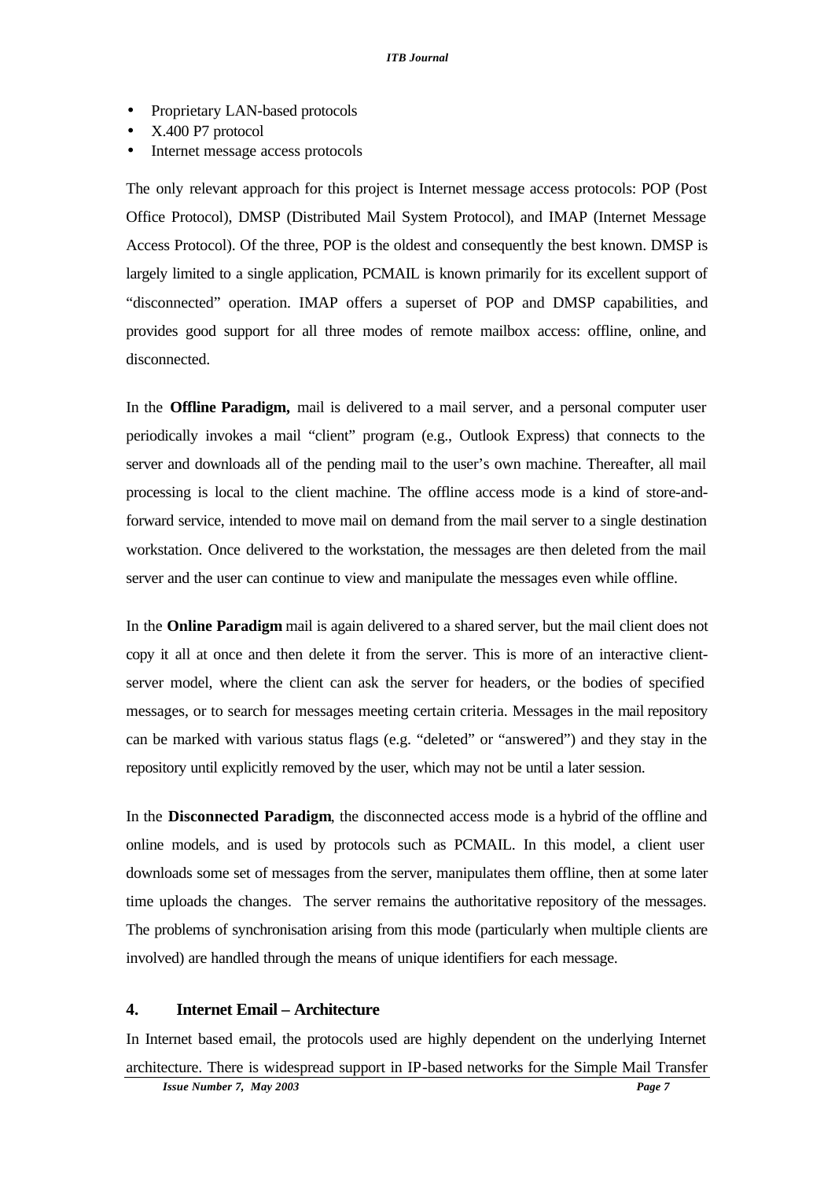- Proprietary LAN-based protocols
- X.400 P7 protocol
- Internet message access protocols

The only relevant approach for this project is Internet message access protocols: POP (Post Office Protocol), DMSP (Distributed Mail System Protocol), and IMAP (Internet Message Access Protocol). Of the three, POP is the oldest and consequently the best known. DMSP is largely limited to a single application, PCMAIL is known primarily for its excellent support of "disconnected" operation. IMAP offers a superset of POP and DMSP capabilities, and provides good support for all three modes of remote mailbox access: offline, online, and disconnected.

In the **Offline Paradigm,** mail is delivered to a mail server, and a personal computer user periodically invokes a mail "client" program (e.g., Outlook Express) that connects to the server and downloads all of the pending mail to the user's own machine. Thereafter, all mail processing is local to the client machine. The offline access mode is a kind of store-and-forward service, intended to move mail on demand from the mail server to a single destination workstation. Once delivered to the workstation, the messages are then deleted from the mail server and the user can continue to view and manipulate the messages even while offline.

In the **Online Paradigm** mail is again delivered to a shared server, but the mail client does not copy it all at once and then delete it from the server. This is more of an interactive client-server model, where the client can ask the server for headers, or the bodies of specified messages, or to search for messages meeting certain criteria. Messages in the mail repository can be marked with various status flags (e.g. "deleted" or "answered") and they stay in the repository until explicitly removed by the user, which may not be until a later session.

In the **Disconnected Paradigm**, the disconnected access mode is a hybrid of the offline and online models, and is used by protocols such as PCMAIL. In this model, a client user downloads some set of messages from the server, manipulates them offline, then at some later time uploads the changes. The server remains the authoritative repository of the messages. The problems of synchronisation arising from this mode (particularly when multiple clients are involved) are handled through the means of unique identifiers for each message.

## 4. Internet Email – Architecture

In Internet based email, the protocols used are highly dependent on the underlying Internet architecture. There is widespread support in IP-based networks for the Simple Mail Transfer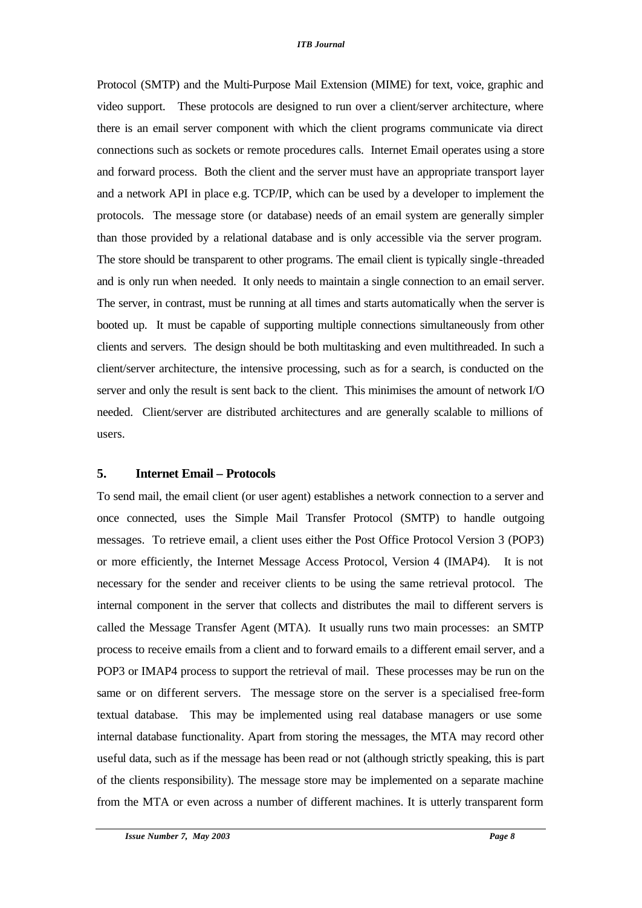Protocol (SMTP) and the Multi-Purpose Mail Extension (MIME) for text, voice, graphic and video support. These protocols are designed to run over a client/server architecture, where there is an email server component with which the client programs communicate via direct connections such as sockets or remote procedures calls. Internet Email operates using a store and forward process. Both the client and the server must have an appropriate transport layer and a network API in place e.g. TCP/IP, which can be used by a developer to implement the protocols. The message store (or database) needs of an email system are generally simpler than those provided by a relational database and is only accessible via the server program. The store should be transparent to other programs. The email client is typically single-threaded and is only run when needed. It only needs to maintain a single connection to an email server. The server, in contrast, must be running at all times and starts automatically when the server is booted up. It must be capable of supporting multiple connections simultaneously from other clients and servers. The design should be both multitasking and even multithreaded. In such a client/server architecture, the intensive processing, such as for a search, is conducted on the server and only the result is sent back to the client. This minimises the amount of network I/O needed. Client/server are distributed architectures and are generally scalable to millions of users.

## 5. Internet Email – Protocols

To send mail, the email client (or user agent) establishes a network connection to a server and once connected, uses the Simple Mail Transfer Protocol (SMTP) to handle outgoing messages. To retrieve email, a client uses either the Post Office Protocol Version 3 (POP3) or more efficiently, the Internet Message Access Protocol, Version 4 (IMAP4). It is not necessary for the sender and receiver clients to be using the same retrieval protocol. The internal component in the server that collects and distributes the mail to different servers is called the Message Transfer Agent (MTA). It usually runs two main processes: an SMTP process to receive emails from a client and to forward emails to a different email server, and a POP3 or IMAP4 process to support the retrieval of mail. These processes may be run on the same or on different servers. The message store on the server is a specialised free-form textual database. This may be implemented using real database managers or use some internal database functionality. Apart from storing the messages, the MTA may record other useful data, such as if the message has been read or not (although strictly speaking, this is part of the clients responsibility). The message store may be implemented on a separate machine from the MTA or even across a number of different machines. It is utterly transparent form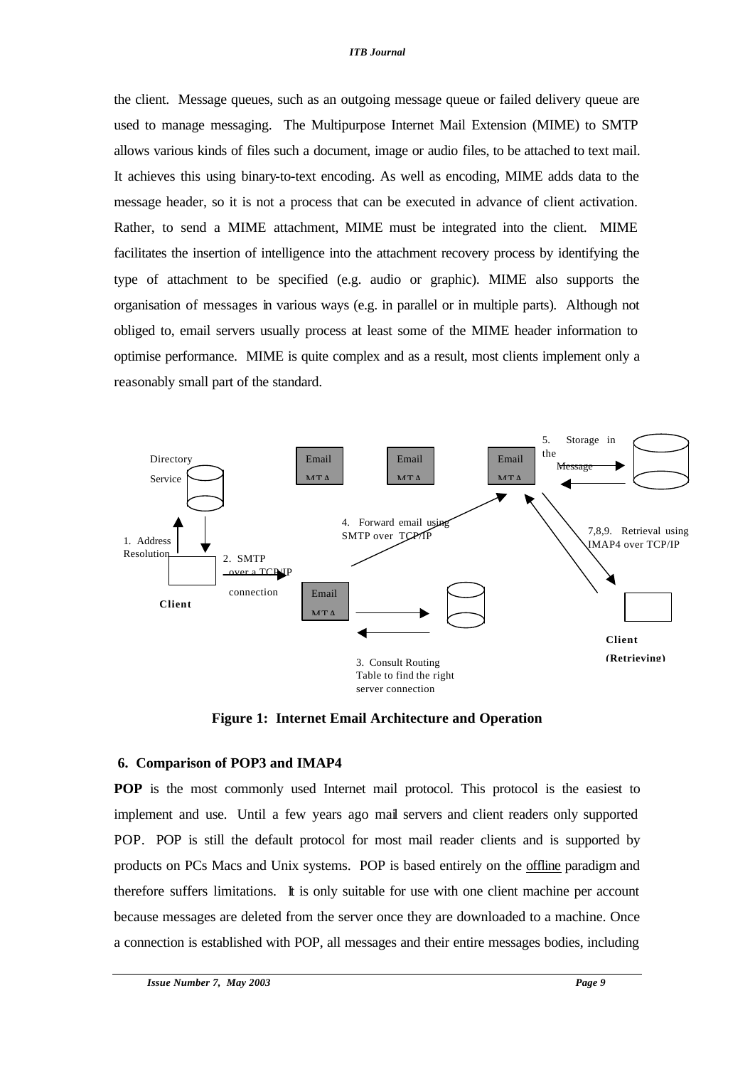the client. Message queues, such as an outgoing message queue or failed delivery queue are used to manage messaging. The Multipurpose Internet Mail Extension (MIME) to SMTP allows various kinds of files such a document, image or audio files, to be attached to text mail. It achieves this using binary-to-text encoding. As well as encoding, MIME adds data to the message header, so it is not a process that can be executed in advance of client activation. Rather, to send a MIME attachment, MIME must be integrated into the client. MIME facilitates the insertion of intelligence into the attachment recovery process by identifying the type of attachment to be specified (e.g. audio or graphic). MIME also supports the organisation of messages in various ways (e.g. in parallel or in multiple parts). Although not obliged to, email servers usually process at least some of the MIME header information to optimise performance. MIME is quite complex and as a result, most clients implement only a reasonably small part of the standard.

**Figure 1: Internet Email Architecture and Operation**

## 6. Comparison of POP3 and IMAP4

**POP** is the most commonly used Internet mail protocol. This protocol is the easiest to implement and use. Until a few years ago mail servers and client readers only supported POP. POP is still the default protocol for most mail reader clients and is supported by products on PCs Macs and Unix systems. POP is based entirely on the offline paradigm and therefore suffers limitations. It is only suitable for use with one client machine per account because messages are deleted from the server once they are downloaded to a machine. Once a connection is established with POP, all messages and their entire messages bodies, including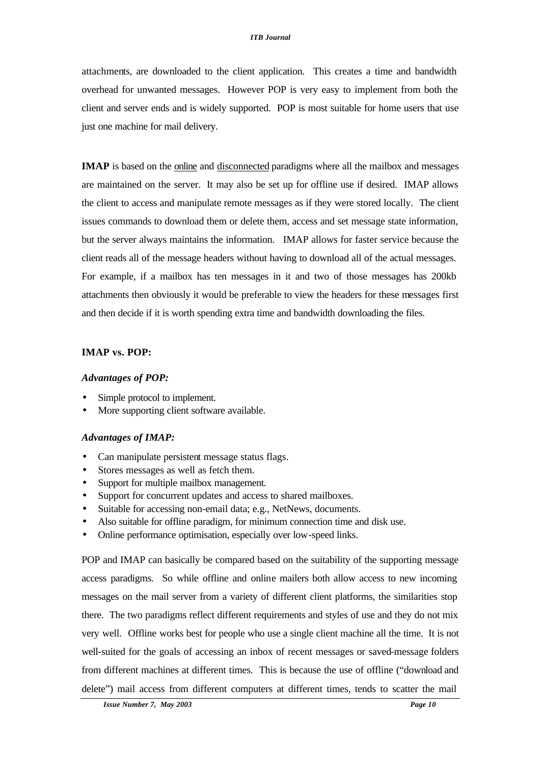attachments, are downloaded to the client application. This creates a time and bandwidth overhead for unwanted messages. However POP is very easy to implement from both the client and server ends and is widely supported. POP is most suitable for home users that use just one machine for mail delivery.

**IMAP** is based on the online and disconnected paradigms where all the mailbox and messages are maintained on the server. It may also be set up for offline use if desired. IMAP allows the client to access and manipulate remote messages as if they were stored locally. The client issues commands to download them or delete them, access and set message state information, but the server always maintains the information. IMAP allows for faster service because the client reads all of the message headers without having to download all of the actual messages. For example, if a mailbox has ten messages in it and two of those messages has 200kb attachments then obviously it would be preferable to view the headers for these messages first and then decide if it is worth spending extra time and bandwidth downloading the files.

### IMAP vs. POP:

#### *Advantages of POP:*

- Simple protocol to implement.
- More supporting client software available.

#### *Advantages of IMAP:*

- Can manipulate persistent message status flags.
- Stores messages as well as fetch them.
- Support for multiple mailbox management.
- Support for concurrent updates and access to shared mailboxes.
- Suitable for accessing non-email data; e.g., NetNews, documents.
- Also suitable for offline paradigm, for minimum connection time and disk use.
- Online performance optimisation, especially over low-speed links.

POP and IMAP can basically be compared based on the suitability of the supporting message access paradigms. So while offline and online mailers both allow access to new incoming messages on the mail server from a variety of different client platforms, the similarities stop there. The two paradigms reflect different requirements and styles of use and they do not mix very well. Offline works best for people who use a single client machine all the time. It is not well-suited for the goals of accessing an inbox of recent messages or saved-message folders from different machines at different times. This is because the use of offline ("download and delete") mail access from different computers at different times, tends to scatter the mail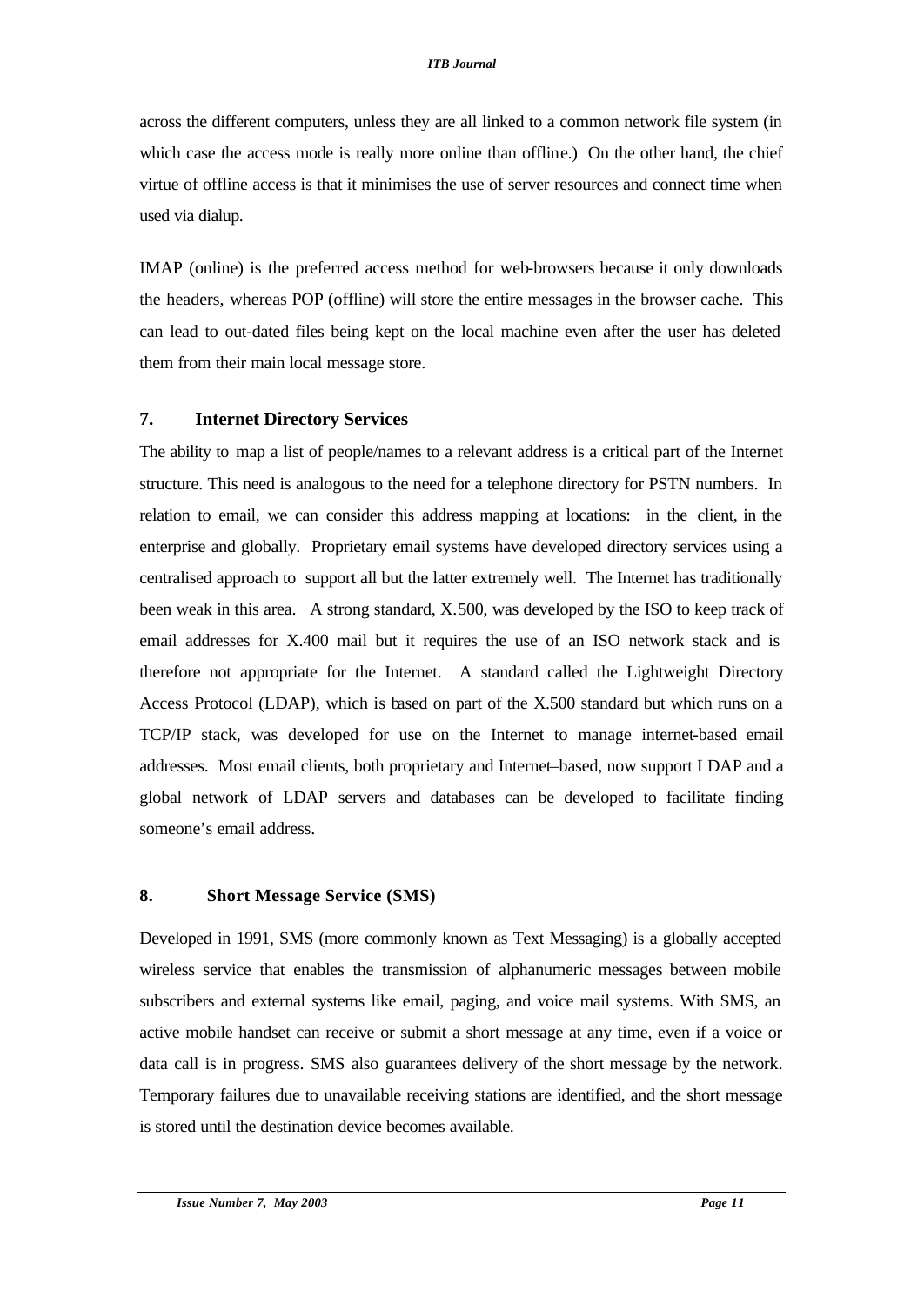across the different computers, unless they are all linked to a common network file system (in which case the access mode is really more online than offline.) On the other hand, the chief virtue of offline access is that it minimises the use of server resources and connect time when used via dialup.

IMAP (online) is the preferred access method for web-browsers because it only downloads the headers, whereas POP (offline) will store the entire messages in the browser cache. This can lead to out-dated files being kept on the local machine even after the user has deleted them from their main local message store.

## 7. Internet Directory Services

The ability to map a list of people/names to a relevant address is a critical part of the Internet structure. This need is analogous to the need for a telephone directory for PSTN numbers. In relation to email, we can consider this address mapping at locations: in the client, in the enterprise and globally. Proprietary email systems have developed directory services using a centralised approach to support all but the latter extremely well. The Internet has traditionally been weak in this area. A strong standard, X.500, was developed by the ISO to keep track of email addresses for X.400 mail but it requires the use of an ISO network stack and is therefore not appropriate for the Internet. A standard called the Lightweight Directory Access Protocol (LDAP), which is based on part of the X.500 standard but which runs on a TCP/IP stack, was developed for use on the Internet to manage internet-based email addresses. Most email clients, both proprietary and Internet–based, now support LDAP and a global network of LDAP servers and databases can be developed to facilitate finding someone's email address.

## 8. Short Message Service (SMS)

Developed in 1991, SMS (more commonly known as Text Messaging) is a globally accepted wireless service that enables the transmission of alphanumeric messages between mobile subscribers and external systems like email, paging, and voice mail systems. With SMS, an active mobile handset can receive or submit a short message at any time, even if a voice or data call is in progress. SMS also guarantees delivery of the short message by the network. Temporary failures due to unavailable receiving stations are identified, and the short message is stored until the destination device becomes available.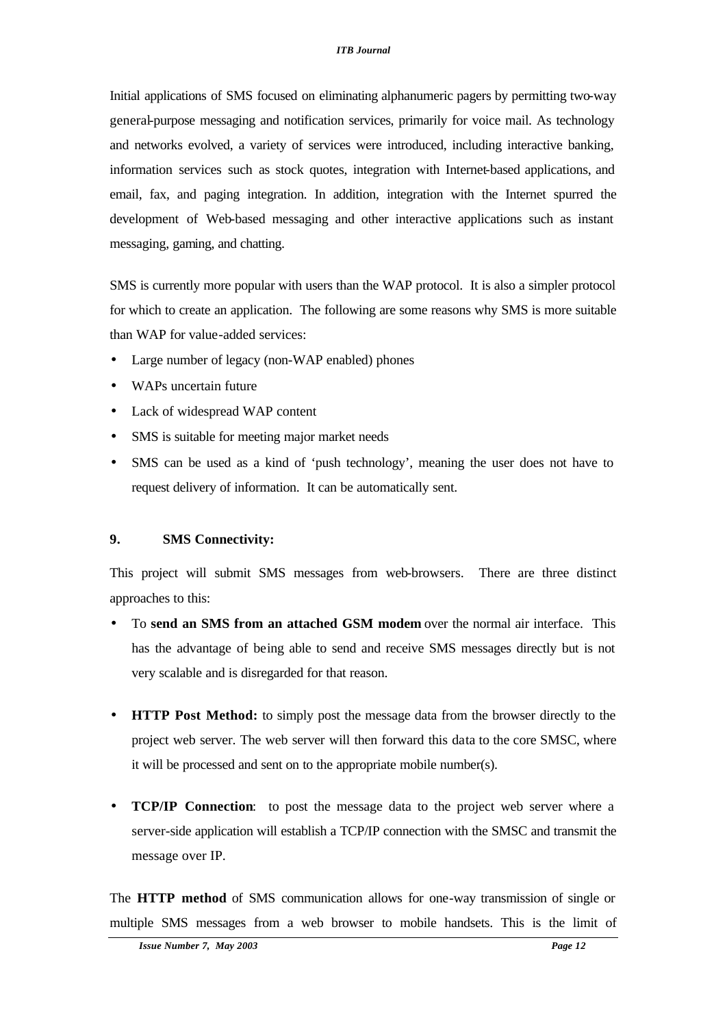Initial applications of SMS focused on eliminating alphanumeric pagers by permitting two-way general-purpose messaging and notification services, primarily for voice mail. As technology and networks evolved, a variety of services were introduced, including interactive banking, information services such as stock quotes, integration with Internet-based applications, and email, fax, and paging integration. In addition, integration with the Internet spurred the development of Web-based messaging and other interactive applications such as instant messaging, gaming, and chatting.

SMS is currently more popular with users than the WAP protocol. It is also a simpler protocol for which to create an application. The following are some reasons why SMS is more suitable than WAP for value-added services:

- Large number of legacy (non-WAP enabled) phones
- WAPs uncertain future
- Lack of widespread WAP content
- SMS is suitable for meeting major market needs
- SMS can be used as a kind of 'push technology', meaning the user does not have to request delivery of information. It can be automatically sent.

## 9. SMS Connectivity:

This project will submit SMS messages from web-browsers. There are three distinct approaches to this:

- To **send an SMS from an attached GSM modem** over the normal air interface. This has the advantage of being able to send and receive SMS messages directly but is not very scalable and is disregarded for that reason.

- **HTTP Post Method:** to simply post the message data from the browser directly to the project web server. The web server will then forward this data to the core SMSC, where it will be processed and sent on to the appropriate mobile number(s).

- **TCP/IP Connection**: to post the message data to the project web server where a server-side application will establish a TCP/IP connection with the SMSC and transmit the message over IP.

The **HTTP method** of SMS communication allows for one-way transmission of single or multiple SMS messages from a web browser to mobile handsets. This is the limit of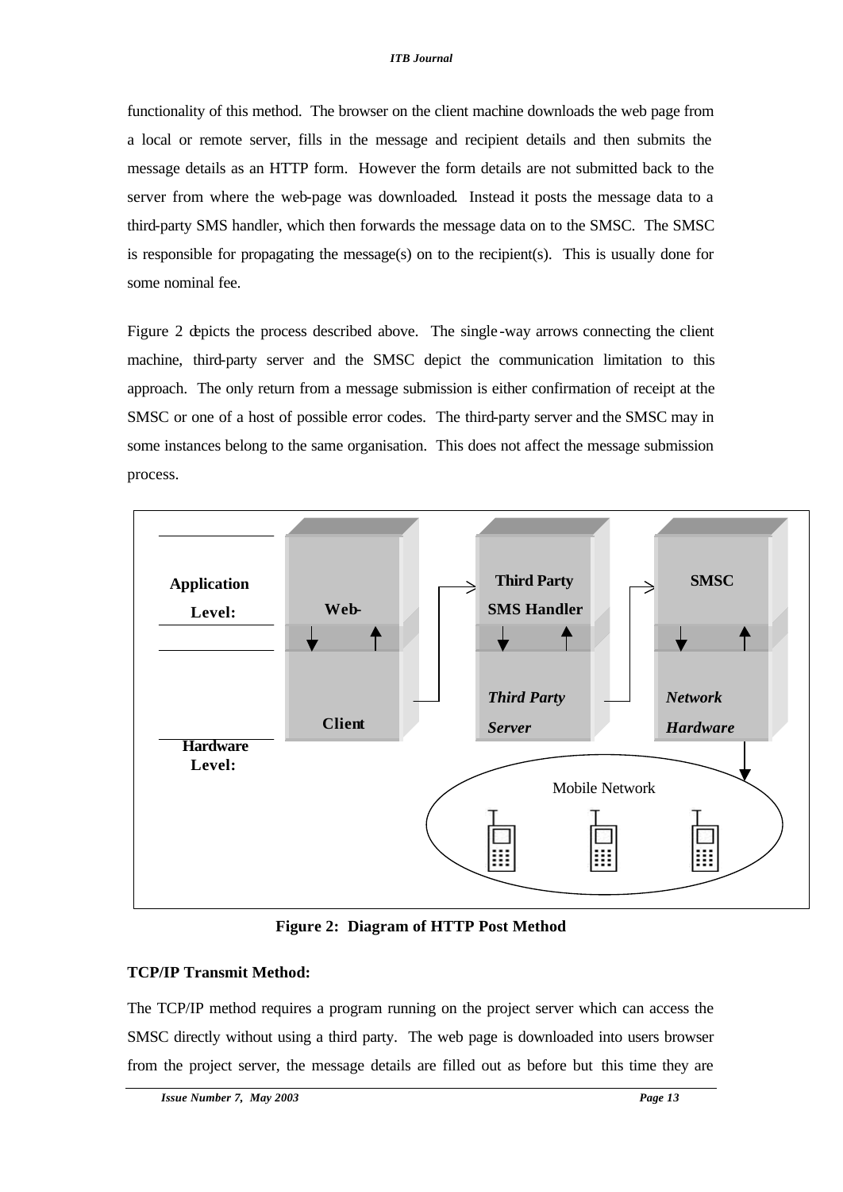functionality of this method. The browser on the client machine downloads the web page from a local or remote server, fills in the message and recipient details and then submits the message details as an HTTP form. However the form details are not submitted back to the server from where the web-page was downloaded. Instead it posts the message data to a third-party SMS handler, which then forwards the message data on to the SMSC. The SMSC is responsible for propagating the message(s) on to the recipient(s). This is usually done for some nominal fee.

Figure 2 depicts the process described above. The single-way arrows connecting the client machine, third-party server and the SMSC depict the communication limitation to this approach. The only return from a message submission is either confirmation of receipt at the SMSC or one of a host of possible error codes. The third-party server and the SMSC may in some instances belong to the same organisation. This does not affect the message submission process.

**Figure 2: Diagram of HTTP Post Method**

**TCP/IP Transmit Method:**

The TCP/IP method requires a program running on the project server which can access the SMSC directly without using a third party. The web page is downloaded into users browser from the project server, the message details are filled out as before but this time they are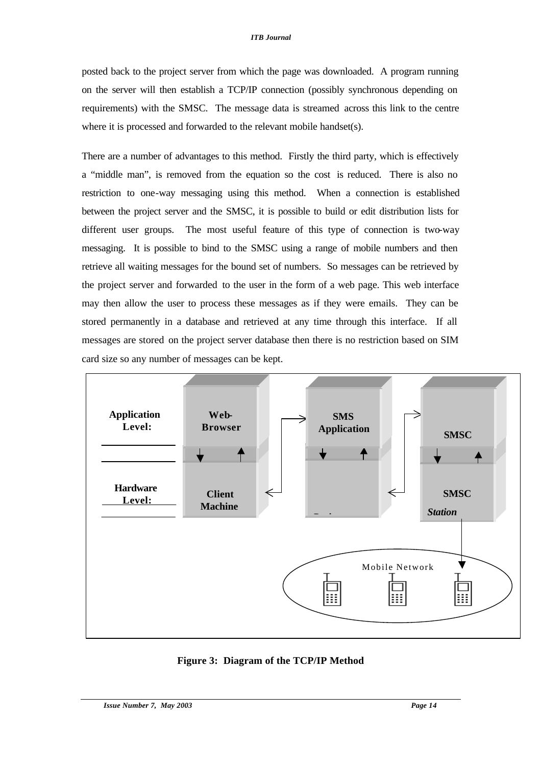posted back to the project server from which the page was downloaded. A program running on the server will then establish a TCP/IP connection (possibly synchronous depending on requirements) with the SMSC. The message data is streamed across this link to the centre where it is processed and forwarded to the relevant mobile handset(s).

There are a number of advantages to this method. Firstly the third party, which is effectively a "middle man", is removed from the equation so the cost is reduced. There is also no restriction to one-way messaging using this method. When a connection is established between the project server and the SMSC, it is possible to build or edit distribution lists for different user groups. The most useful feature of this type of connection is two-way messaging. It is possible to bind to the SMSC using a range of mobile numbers and then retrieve all waiting messages for the bound set of numbers. So messages can be retrieved by the project server and forwarded to the user in the form of a web page. This web interface may then allow the user to process these messages as if they were emails. They can be stored permanently in a database and retrieved at any time through this interface. If all messages are stored on the project server database then there is no restriction based on SIM card size so any number of messages can be kept.

**Application Level:** Web-Browser | SMS Application | SMSC

**Hardware Level:** Client Machine | | SMSC *Station*

Mobile Network

**Figure 3: Diagram of the TCP/IP Method**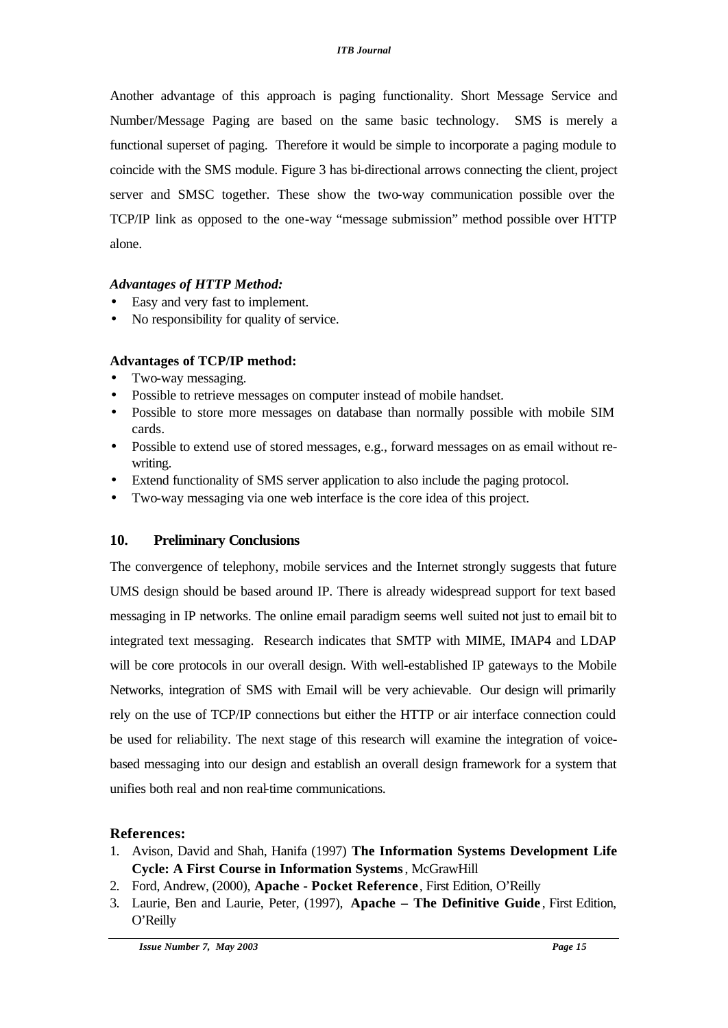Another advantage of this approach is paging functionality. Short Message Service and Number/Message Paging are based on the same basic technology. SMS is merely a functional superset of paging. Therefore it would be simple to incorporate a paging module to coincide with the SMS module. Figure 3 has bi-directional arrows connecting the client, project server and SMSC together. These show the two-way communication possible over the TCP/IP link as opposed to the one-way "message submission" method possible over HTTP alone.

***Advantages of HTTP Method:***

- Easy and very fast to implement.
- No responsibility for quality of service.

**Advantages of TCP/IP method:**

- Two-way messaging.
- Possible to retrieve messages on computer instead of mobile handset.
- Possible to store more messages on database than normally possible with mobile SIM cards.
- Possible to extend use of stored messages, e.g., forward messages on as email without re-writing.
- Extend functionality of SMS server application to also include the paging protocol.
- Two-way messaging via one web interface is the core idea of this project.

## 10. Preliminary Conclusions

The convergence of telephony, mobile services and the Internet strongly suggests that future UMS design should be based around IP. There is already widespread support for text based messaging in IP networks. The online email paradigm seems well suited not just to email bit to integrated text messaging. Research indicates that SMTP with MIME, IMAP4 and LDAP will be core protocols in our overall design. With well-established IP gateways to the Mobile Networks, integration of SMS with Email will be very achievable. Our design will primarily rely on the use of TCP/IP connections but either the HTTP or air interface connection could be used for reliability. The next stage of this research will examine the integration of voice-based messaging into our design and establish an overall design framework for a system that unifies both real and non real-time communications.

## References:

1. Avison, David and Shah, Hanifa (1997) **The Information Systems Development Life Cycle: A First Course in Information Systems**, McGrawHill
2. Ford, Andrew, (2000), **Apache - Pocket Reference**, First Edition, O'Reilly
3. Laurie, Ben and Laurie, Peter, (1997), **Apache – The Definitive Guide**, First Edition, O'Reilly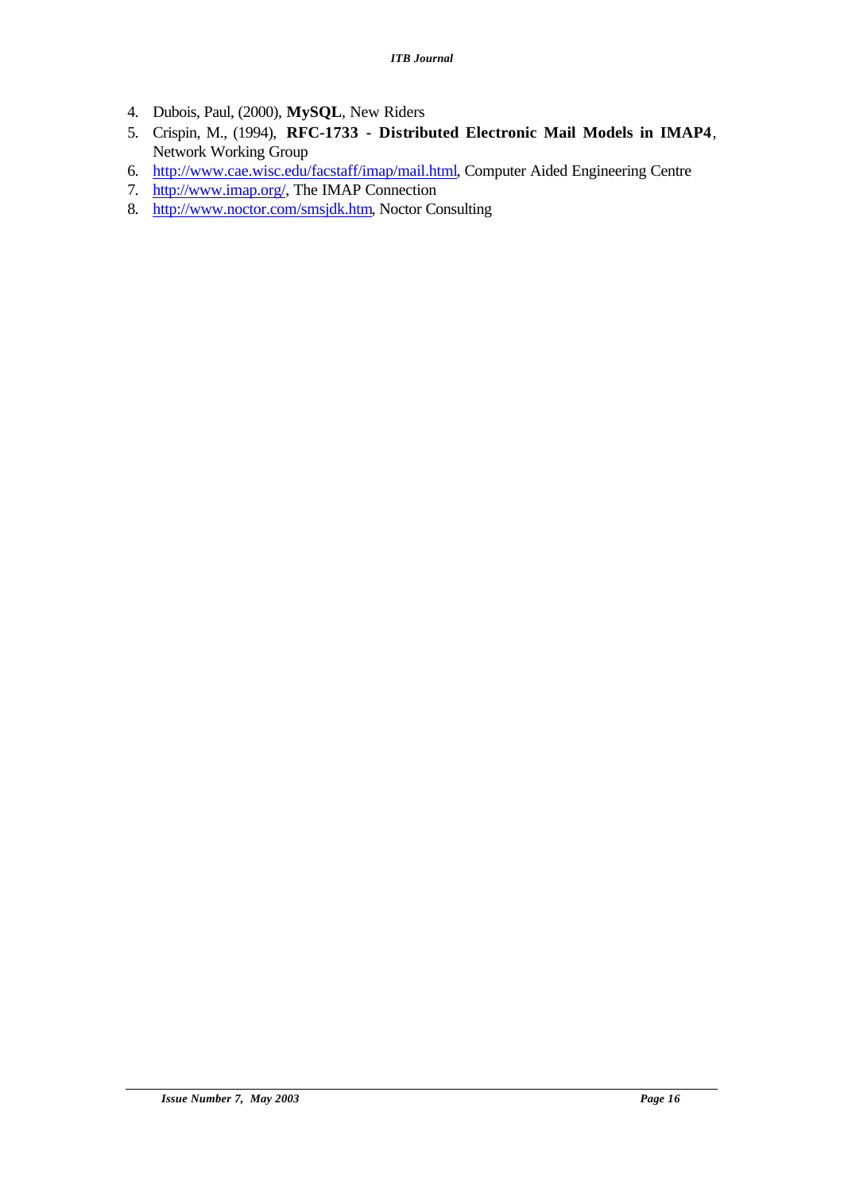4. Dubois, Paul, (2000), **MySQL**, New Riders
5. Crispin, M., (1994), **RFC-1733 - Distributed Electronic Mail Models in IMAP4**, Network Working Group
6. http://www.cae.wisc.edu/facstaff/imap/mail.html, Computer Aided Engineering Centre
7. http://www.imap.org/, The IMAP Connection
8. http://www.noctor.com/smsjdk.htm, Noctor Consulting